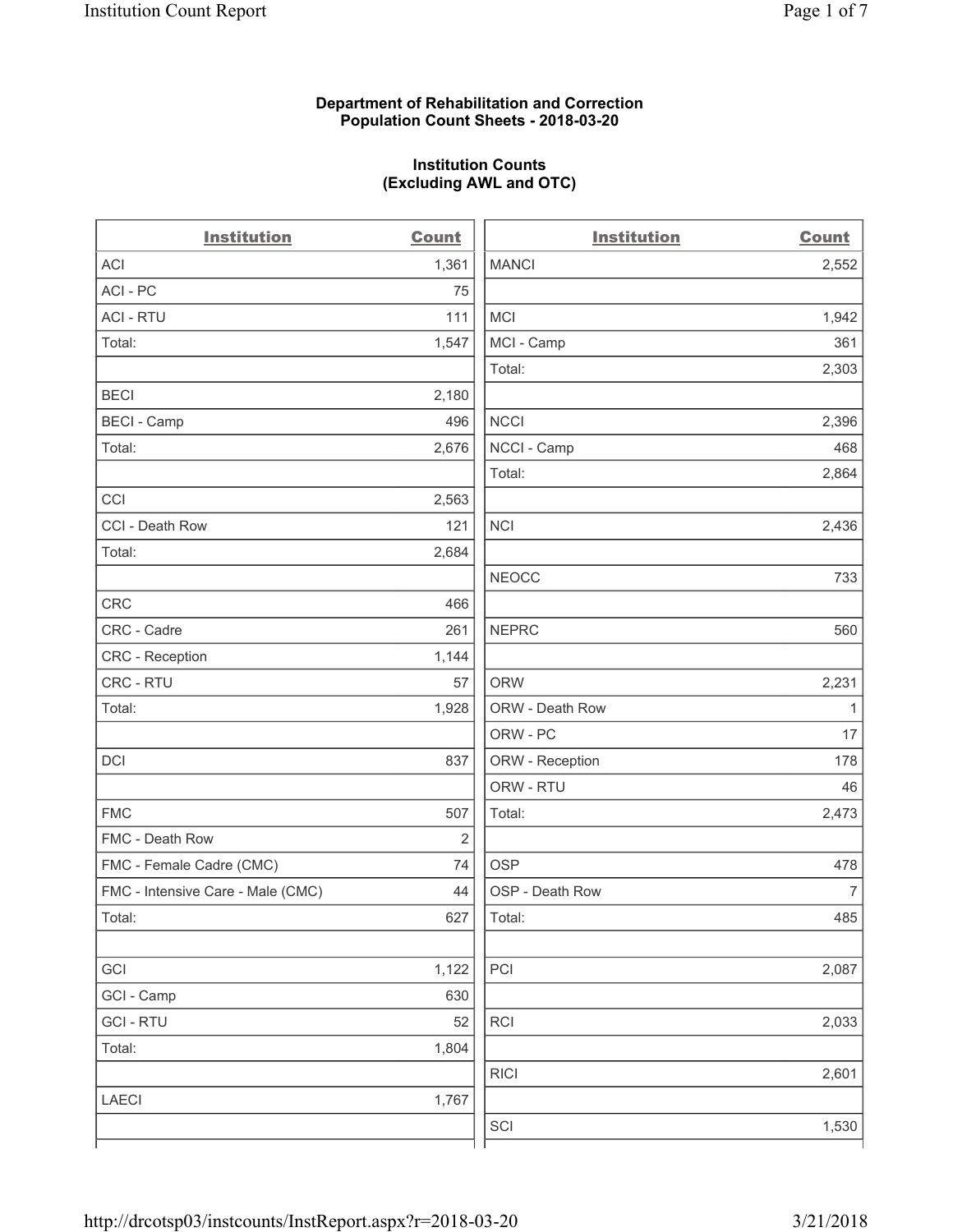**Department of Rehabilitation and Correction**
**Population Count Sheets - 2018-03-20**

**Institution Counts**
**(Excluding AWL and OTC)**

| Institution | Count |
|---|---|
| ACI | 1,361 |
| ACI - PC | 75 |
| ACI - RTU | 111 |
| Total: | 1,547 |
| | |
| BECI | 2,180 |
| BECI - Camp | 496 |
| Total: | 2,676 |
| | |
| CCI | 2,563 |
| CCI - Death Row | 121 |
| Total: | 2,684 |
| | |
| CRC | 466 |
| CRC - Cadre | 261 |
| CRC - Reception | 1,144 |
| CRC - RTU | 57 |
| Total: | 1,928 |
| | |
| DCI | 837 |
| | |
| FMC | 507 |
| FMC - Death Row | 2 |
| FMC - Female Cadre (CMC) | 74 |
| FMC - Intensive Care - Male (CMC) | 44 |
| Total: | 627 |
| | |
| GCI | 1,122 |
| GCI - Camp | 630 |
| GCI - RTU | 52 |
| Total: | 1,804 |
| | |
| LAECI | 1,767 |
| | |
| MANCI | 2,552 |
| | |
| MCI | 1,942 |
| MCI - Camp | 361 |
| Total: | 2,303 |
| | |
| NCCI | 2,396 |
| NCCI - Camp | 468 |
| Total: | 2,864 |
| | |
| NCI | 2,436 |
| | |
| NEOCC | 733 |
| | |
| NEPRC | 560 |
| | |
| ORW | 2,231 |
| ORW - Death Row | 1 |
| ORW - PC | 17 |
| ORW - Reception | 178 |
| ORW - RTU | 46 |
| Total: | 2,473 |
| | |
| OSP | 478 |
| OSP - Death Row | 7 |
| Total: | 485 |
| | |
| PCI | 2,087 |
| | |
| RCI | 2,033 |
| | |
| RICI | 2,601 |
| | |
| SCI | 1,530 |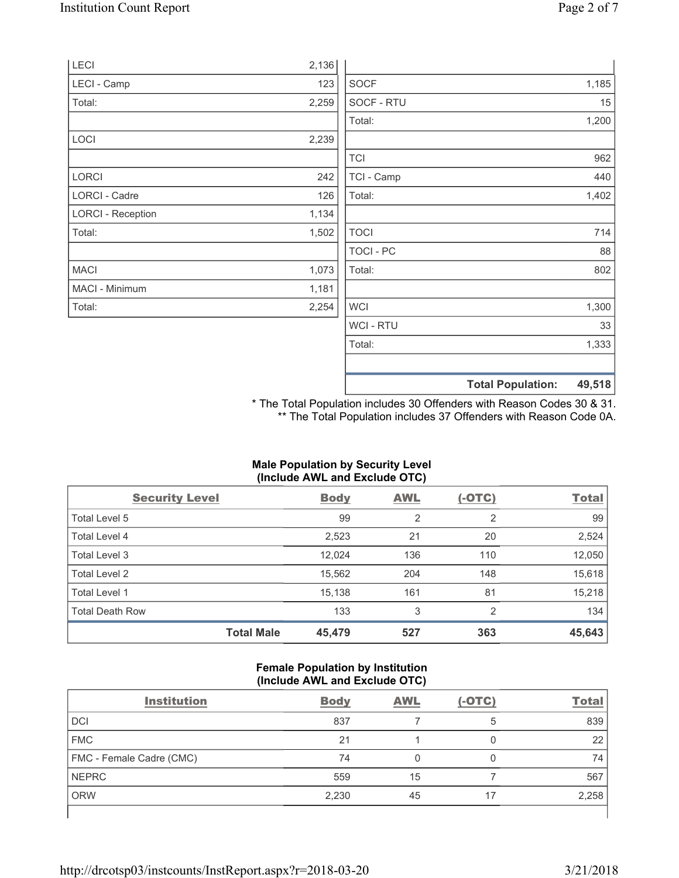| Institution | Count |
|---|---|
| LECI | 2,136 |
| LECI - Camp | 123 |
| Total: | 2,259 |
| | |
| LOCI | 2,239 |
| | |
| LORCI | 242 |
| LORCI - Cadre | 126 |
| LORCI - Reception | 1,134 |
| Total: | 1,502 |
| | |
| MACI | 1,073 |
| MACI - Minimum | 1,181 |
| Total: | 2,254 |

| Institution | Count |
|---|---|
| | |
| SOCF | 1,185 |
| SOCF - RTU | 15 |
| Total: | 1,200 |
| | |
| TCI | 962 |
| TCI - Camp | 440 |
| Total: | 1,402 |
| | |
| TOCI | 714 |
| TOCI - PC | 88 |
| Total: | 802 |
| | |
| WCI | 1,300 |
| WCI - RTU | 33 |
| Total: | 1,333 |
| | |
| **Total Population:** | **49,518** |

\* The Total Population includes 30 Offenders with Reason Codes 30 & 31.
\** The Total Population includes 37 Offenders with Reason Code 0A.

**Male Population by Security Level (Include AWL and Exclude OTC)**

| Security Level | Body | AWL | (-OTC) | Total |
|---|---|---|---|---|
| Total Level 5 | 99 | 2 | 2 | 99 |
| Total Level 4 | 2,523 | 21 | 20 | 2,524 |
| Total Level 3 | 12,024 | 136 | 110 | 12,050 |
| Total Level 2 | 15,562 | 204 | 148 | 15,618 |
| Total Level 1 | 15,138 | 161 | 81 | 15,218 |
| Total Death Row | 133 | 3 | 2 | 134 |
| **Total Male** | **45,479** | **527** | **363** | **45,643** |

**Female Population by Institution (Include AWL and Exclude OTC)**

| Institution | Body | AWL | (-OTC) | Total |
|---|---|---|---|---|
| DCI | 837 | 7 | 5 | 839 |
| FMC | 21 | 1 | 0 | 22 |
| FMC - Female Cadre (CMC) | 74 | 0 | 0 | 74 |
| NEPRC | 559 | 15 | 7 | 567 |
| ORW | 2,230 | 45 | 17 | 2,258 |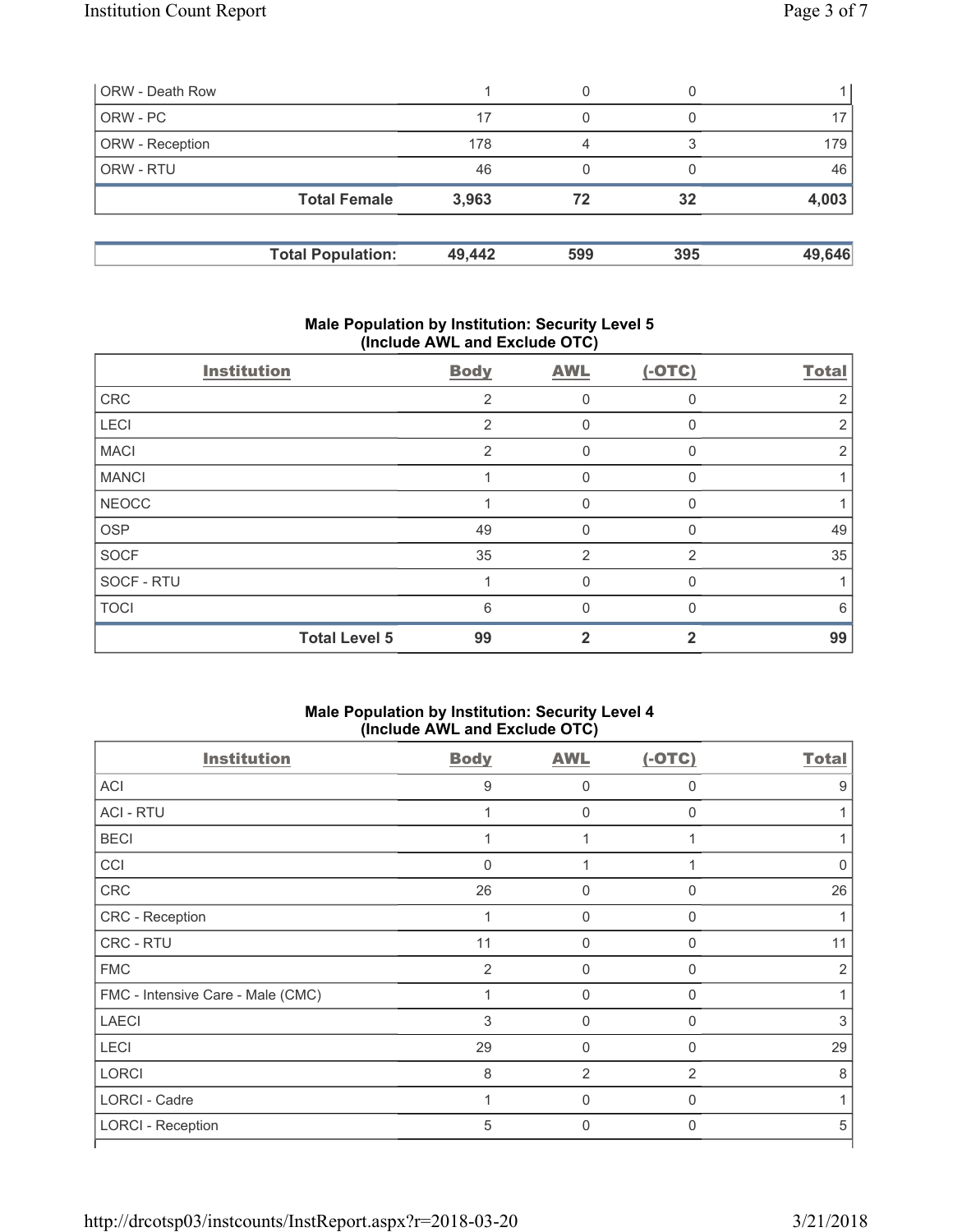| ORW - Death Row | 1 | 0 | 0 | 1 |
|---|---|---|---|---|
| ORW - PC | 17 | 0 | 0 | 17 |
| ORW - Reception | 178 | 4 | 3 | 179 |
| ORW - RTU | 46 | 0 | 0 | 46 |
| **Total Female** | **3,963** | **72** | **32** | **4,003** |

| **Total Population:** | **49,442** | **599** | **395** | **49,646** |
|---|---|---|---|---|

## Male Population by Institution: Security Level 5 (Include AWL and Exclude OTC)

| Institution | Body | AWL | (-OTC) | Total |
|---|---|---|---|---|
| CRC | 2 | 0 | 0 | 2 |
| LECI | 2 | 0 | 0 | 2 |
| MACI | 2 | 0 | 0 | 2 |
| MANCI | 1 | 0 | 0 | 1 |
| NEOCC | 1 | 0 | 0 | 1 |
| OSP | 49 | 0 | 0 | 49 |
| SOCF | 35 | 2 | 2 | 35 |
| SOCF - RTU | 1 | 0 | 0 | 1 |
| TOCI | 6 | 0 | 0 | 6 |
| **Total Level 5** | **99** | **2** | **2** | **99** |

## Male Population by Institution: Security Level 4 (Include AWL and Exclude OTC)

| Institution | Body | AWL | (-OTC) | Total |
|---|---|---|---|---|
| ACI | 9 | 0 | 0 | 9 |
| ACI - RTU | 1 | 0 | 0 | 1 |
| BECI | 1 | 1 | 1 | 1 |
| CCI | 0 | 1 | 1 | 0 |
| CRC | 26 | 0 | 0 | 26 |
| CRC - Reception | 1 | 0 | 0 | 1 |
| CRC - RTU | 11 | 0 | 0 | 11 |
| FMC | 2 | 0 | 0 | 2 |
| FMC - Intensive Care - Male (CMC) | 1 | 0 | 0 | 1 |
| LAECI | 3 | 0 | 0 | 3 |
| LECI | 29 | 0 | 0 | 29 |
| LORCI | 8 | 2 | 2 | 8 |
| LORCI - Cadre | 1 | 0 | 0 | 1 |
| LORCI - Reception | 5 | 0 | 0 | 5 |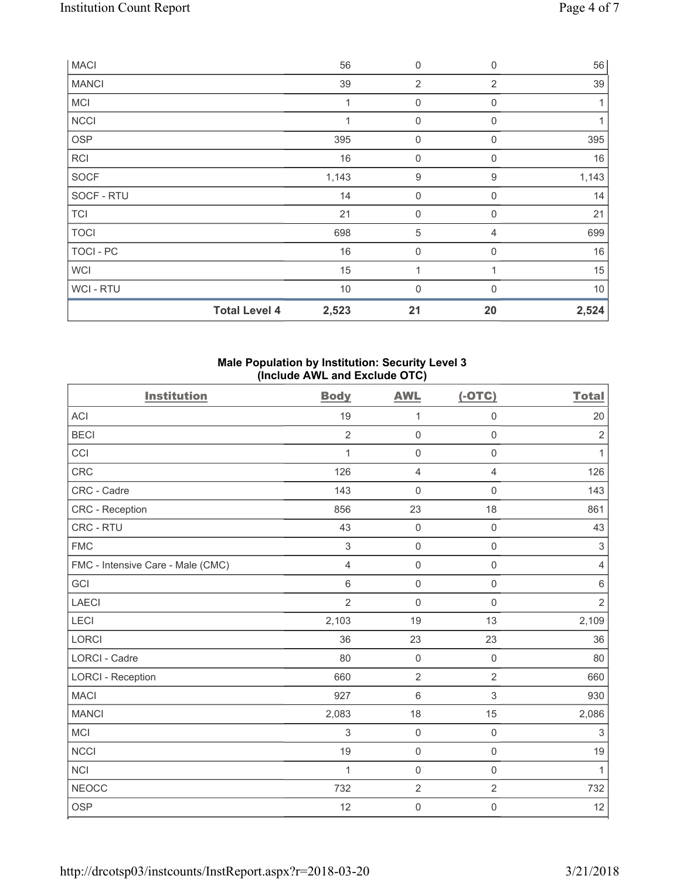| MACI | 56 | 0 | 0 | 56 |
|---|---|---|---|---|
| MANCI | 39 | 2 | 2 | 39 |
| MCI | 1 | 0 | 0 | 1 |
| NCCI | 1 | 0 | 0 | 1 |
| OSP | 395 | 0 | 0 | 395 |
| RCI | 16 | 0 | 0 | 16 |
| SOCF | 1,143 | 9 | 9 | 1,143 |
| SOCF - RTU | 14 | 0 | 0 | 14 |
| TCI | 21 | 0 | 0 | 21 |
| TOCI | 698 | 5 | 4 | 699 |
| TOCI - PC | 16 | 0 | 0 | 16 |
| WCI | 15 | 1 | 1 | 15 |
| WCI - RTU | 10 | 0 | 0 | 10 |
| **Total Level 4** | **2,523** | **21** | **20** | **2,524** |

**Male Population by Institution: Security Level 3 (Include AWL and Exclude OTC)**

| Institution | Body | AWL | (-OTC) | Total |
|---|---|---|---|---|
| ACI | 19 | 1 | 0 | 20 |
| BECI | 2 | 0 | 0 | 2 |
| CCI | 1 | 0 | 0 | 1 |
| CRC | 126 | 4 | 4 | 126 |
| CRC - Cadre | 143 | 0 | 0 | 143 |
| CRC - Reception | 856 | 23 | 18 | 861 |
| CRC - RTU | 43 | 0 | 0 | 43 |
| FMC | 3 | 0 | 0 | 3 |
| FMC - Intensive Care - Male (CMC) | 4 | 0 | 0 | 4 |
| GCI | 6 | 0 | 0 | 6 |
| LAECI | 2 | 0 | 0 | 2 |
| LECI | 2,103 | 19 | 13 | 2,109 |
| LORCI | 36 | 23 | 23 | 36 |
| LORCI - Cadre | 80 | 0 | 0 | 80 |
| LORCI - Reception | 660 | 2 | 2 | 660 |
| MACI | 927 | 6 | 3 | 930 |
| MANCI | 2,083 | 18 | 15 | 2,086 |
| MCI | 3 | 0 | 0 | 3 |
| NCCI | 19 | 0 | 0 | 19 |
| NCI | 1 | 0 | 0 | 1 |
| NEOCC | 732 | 2 | 2 | 732 |
| OSP | 12 | 0 | 0 | 12 |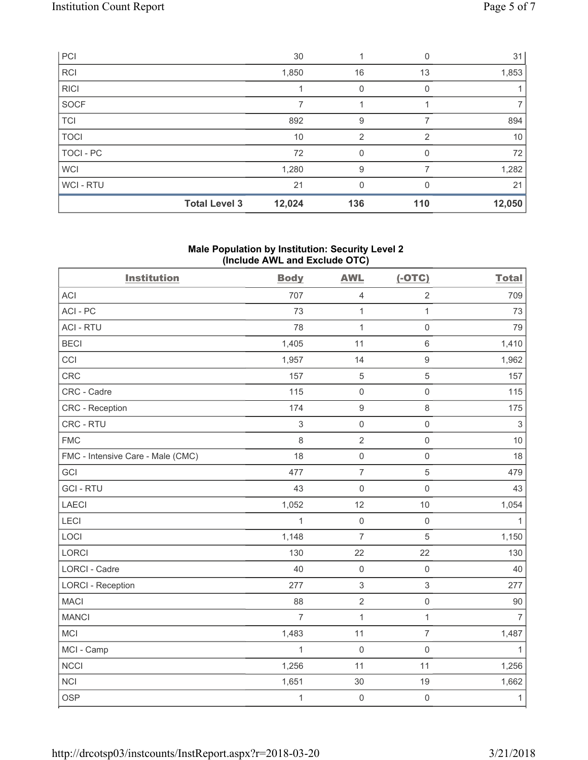| | Body | AWL | (-OTC) | Total |
|---|---|---|---|---|
| PCI | 30 | 1 | 0 | 31 |
| RCI | 1,850 | 16 | 13 | 1,853 |
| RICI | 1 | 0 | 0 | 1 |
| SOCF | 7 | 1 | 1 | 7 |
| TCI | 892 | 9 | 7 | 894 |
| TOCI | 10 | 2 | 2 | 10 |
| TOCI - PC | 72 | 0 | 0 | 72 |
| WCI | 1,280 | 9 | 7 | 1,282 |
| WCI - RTU | 21 | 0 | 0 | 21 |
| **Total Level 3** | **12,024** | **136** | **110** | **12,050** |

**Male Population by Institution: Security Level 2 (Include AWL and Exclude OTC)**

| Institution | Body | AWL | (-OTC) | Total |
|---|---|---|---|---|
| ACI | 707 | 4 | 2 | 709 |
| ACI - PC | 73 | 1 | 1 | 73 |
| ACI - RTU | 78 | 1 | 0 | 79 |
| BECI | 1,405 | 11 | 6 | 1,410 |
| CCI | 1,957 | 14 | 9 | 1,962 |
| CRC | 157 | 5 | 5 | 157 |
| CRC - Cadre | 115 | 0 | 0 | 115 |
| CRC - Reception | 174 | 9 | 8 | 175 |
| CRC - RTU | 3 | 0 | 0 | 3 |
| FMC | 8 | 2 | 0 | 10 |
| FMC - Intensive Care - Male (CMC) | 18 | 0 | 0 | 18 |
| GCI | 477 | 7 | 5 | 479 |
| GCI - RTU | 43 | 0 | 0 | 43 |
| LAECI | 1,052 | 12 | 10 | 1,054 |
| LECI | 1 | 0 | 0 | 1 |
| LOCI | 1,148 | 7 | 5 | 1,150 |
| LORCI | 130 | 22 | 22 | 130 |
| LORCI - Cadre | 40 | 0 | 0 | 40 |
| LORCI - Reception | 277 | 3 | 3 | 277 |
| MACI | 88 | 2 | 0 | 90 |
| MANCI | 7 | 1 | 1 | 7 |
| MCI | 1,483 | 11 | 7 | 1,487 |
| MCI - Camp | 1 | 0 | 0 | 1 |
| NCCI | 1,256 | 11 | 11 | 1,256 |
| NCI | 1,651 | 30 | 19 | 1,662 |
| OSP | 1 | 0 | 0 | 1 |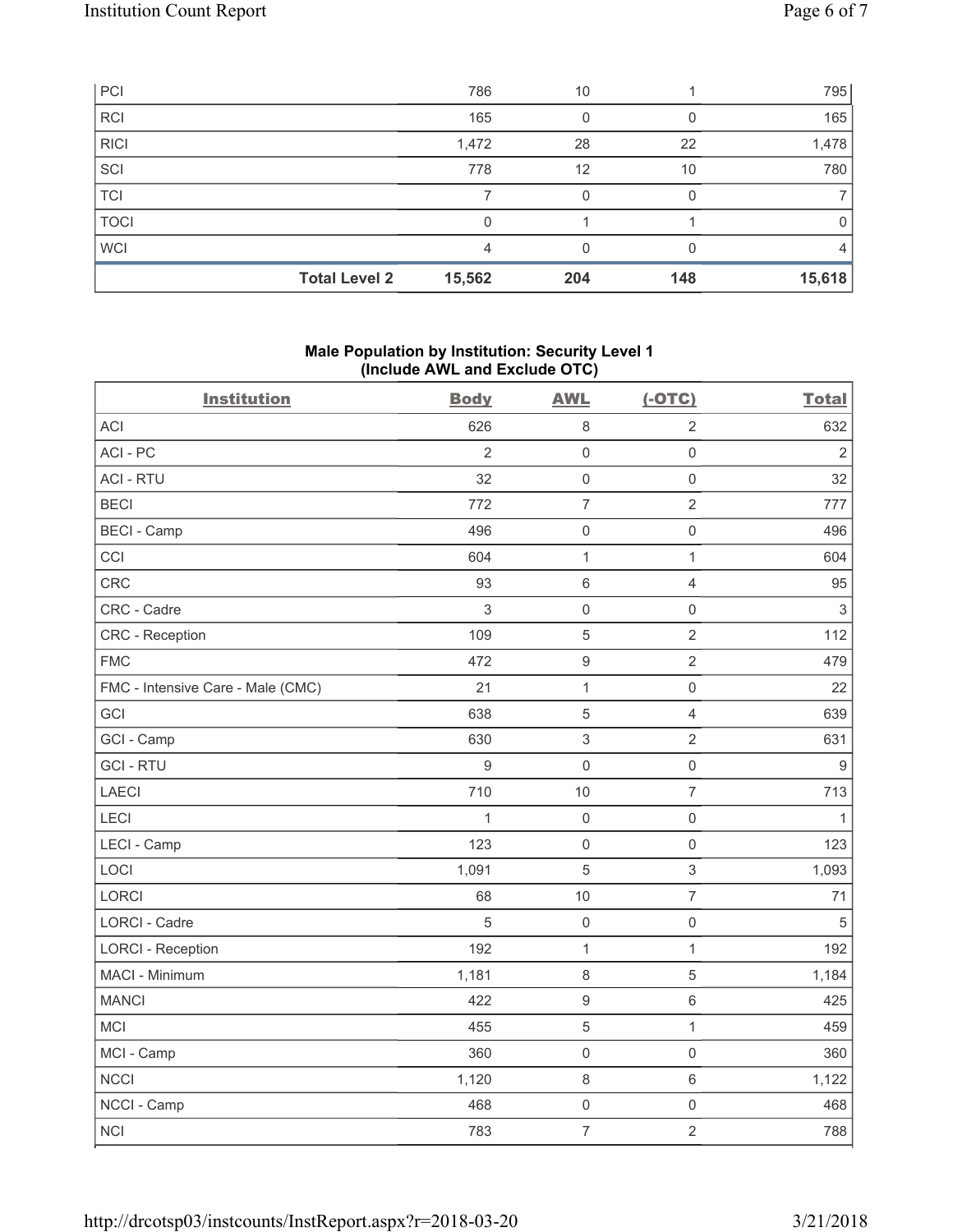| | | | | |
|---|---|---|---|---|
| PCI | 786 | 10 | 1 | 795 |
| RCI | 165 | 0 | 0 | 165 |
| RICI | 1,472 | 28 | 22 | 1,478 |
| SCI | 778 | 12 | 10 | 780 |
| TCI | 7 | 0 | 0 | 7 |
| TOCI | 0 | 1 | 1 | 0 |
| WCI | 4 | 0 | 0 | 4 |
| **Total Level 2** | **15,562** | **204** | **148** | **15,618** |

**Male Population by Institution: Security Level 1 (Include AWL and Exclude OTC)**

| Institution | Body | AWL | (-OTC) | Total |
|---|---|---|---|---|
| ACI | 626 | 8 | 2 | 632 |
| ACI - PC | 2 | 0 | 0 | 2 |
| ACI - RTU | 32 | 0 | 0 | 32 |
| BECI | 772 | 7 | 2 | 777 |
| BECI - Camp | 496 | 0 | 0 | 496 |
| CCI | 604 | 1 | 1 | 604 |
| CRC | 93 | 6 | 4 | 95 |
| CRC - Cadre | 3 | 0 | 0 | 3 |
| CRC - Reception | 109 | 5 | 2 | 112 |
| FMC | 472 | 9 | 2 | 479 |
| FMC - Intensive Care - Male (CMC) | 21 | 1 | 0 | 22 |
| GCI | 638 | 5 | 4 | 639 |
| GCI - Camp | 630 | 3 | 2 | 631 |
| GCI - RTU | 9 | 0 | 0 | 9 |
| LAECI | 710 | 10 | 7 | 713 |
| LECI | 1 | 0 | 0 | 1 |
| LECI - Camp | 123 | 0 | 0 | 123 |
| LOCI | 1,091 | 5 | 3 | 1,093 |
| LORCI | 68 | 10 | 7 | 71 |
| LORCI - Cadre | 5 | 0 | 0 | 5 |
| LORCI - Reception | 192 | 1 | 1 | 192 |
| MACI - Minimum | 1,181 | 8 | 5 | 1,184 |
| MANCI | 422 | 9 | 6 | 425 |
| MCI | 455 | 5 | 1 | 459 |
| MCI - Camp | 360 | 0 | 0 | 360 |
| NCCI | 1,120 | 8 | 6 | 1,122 |
| NCCI - Camp | 468 | 0 | 0 | 468 |
| NCI | 783 | 7 | 2 | 788 |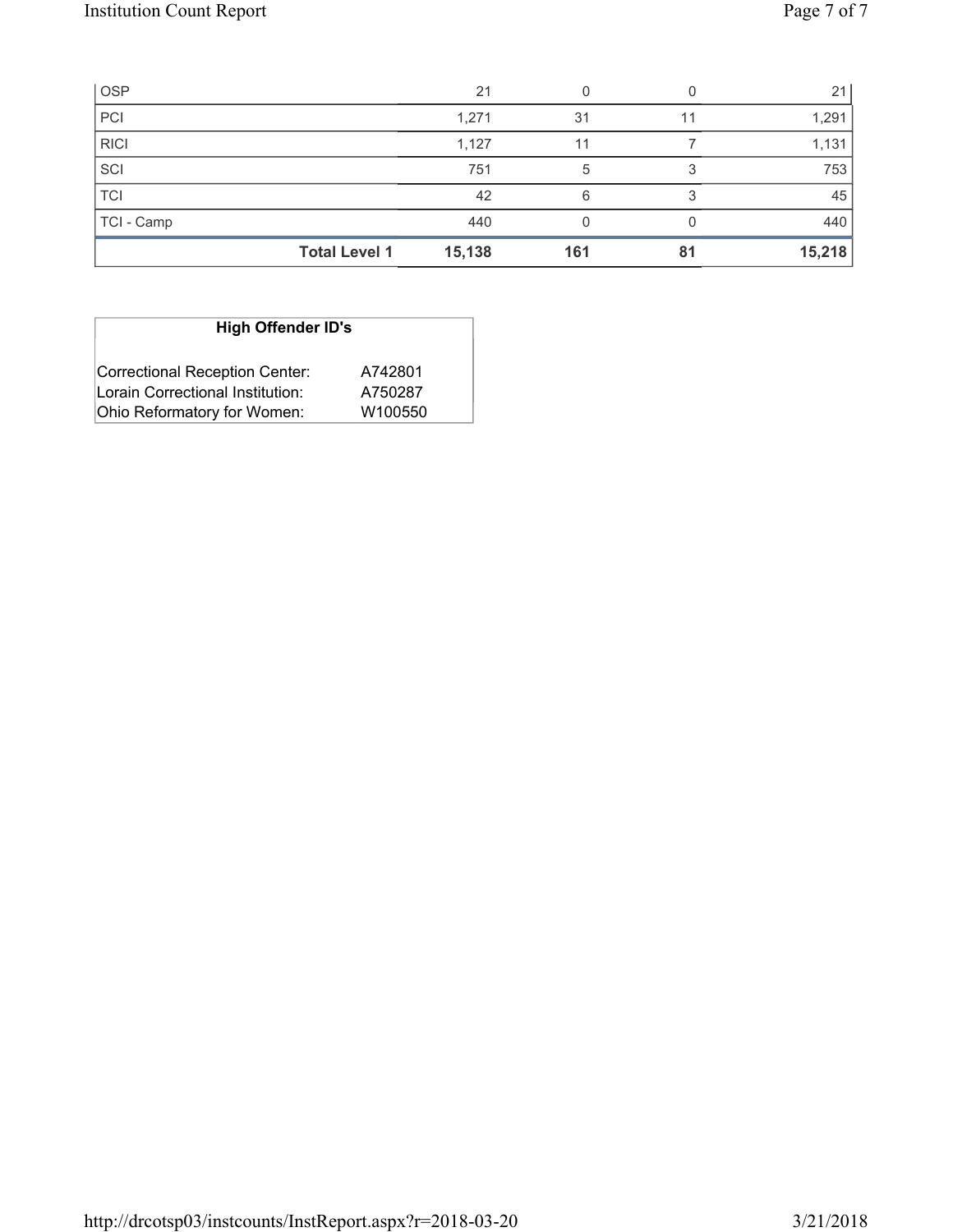| | | | | |
|---|---|---|---|---|
| OSP | 21 | 0 | 0 | 21 |
| PCI | 1,271 | 31 | 11 | 1,291 |
| RICI | 1,127 | 11 | 7 | 1,131 |
| SCI | 751 | 5 | 3 | 753 |
| TCI | 42 | 6 | 3 | 45 |
| TCI - Camp | 440 | 0 | 0 | 440 |
| **Total Level 1** | **15,138** | **161** | **81** | **15,218** |

| High Offender ID's | |
|---|---|
| Correctional Reception Center: | A742801 |
| Lorain Correctional Institution: | A750287 |
| Ohio Reformatory for Women: | W100550 |